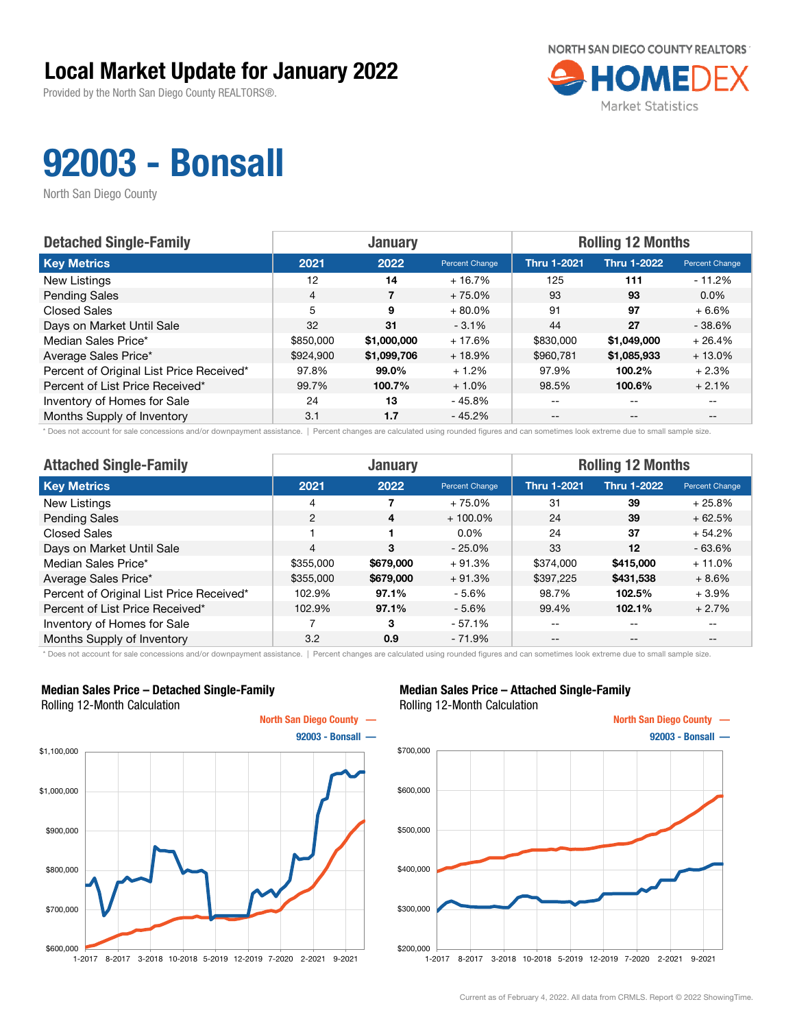# Local Market Update for January 2022

Provided by the North San Diego County REALTORS®.

NORTH SAN DIEGO COUNTY REALTORS
HOMEDEX
Market Statistics

# 92003 - Bonsall

North San Diego County

| Detached Single-Family | January | | | Rolling 12 Months | | |
|---|---|---|---|---|---|---|
| **Key Metrics** | **2021** | **2022** | **Percent Change** | **Thru 1-2021** | **Thru 1-2022** | **Percent Change** |
| New Listings | 12 | **14** | + 16.7% | 125 | **111** | - 11.2% |
| Pending Sales | 4 | **7** | + 75.0% | 93 | **93** | 0.0% |
| Closed Sales | 5 | **9** | + 80.0% | 91 | **97** | + 6.6% |
| Days on Market Until Sale | 32 | **31** | - 3.1% | 44 | **27** | - 38.6% |
| Median Sales Price* | $850,000 | **$1,000,000** | + 17.6% | $830,000 | **$1,049,000** | + 26.4% |
| Average Sales Price* | $924,900 | **$1,099,706** | + 18.9% | $960,781 | **$1,085,933** | + 13.0% |
| Percent of Original List Price Received* | 97.8% | **99.0%** | + 1.2% | 97.9% | **100.2%** | + 2.3% |
| Percent of List Price Received* | 99.7% | **100.7%** | + 1.0% | 98.5% | **100.6%** | + 2.1% |
| Inventory of Homes for Sale | 24 | **13** | - 45.8% | -- | -- | -- |
| Months Supply of Inventory | 3.1 | **1.7** | - 45.2% | -- | -- | -- |

* Does not account for sale concessions and/or downpayment assistance. | Percent changes are calculated using rounded figures and can sometimes look extreme due to small sample size.

| Attached Single-Family | January | | | Rolling 12 Months | | |
|---|---|---|---|---|---|---|
| **Key Metrics** | **2021** | **2022** | **Percent Change** | **Thru 1-2021** | **Thru 1-2022** | **Percent Change** |
| New Listings | 4 | **7** | + 75.0% | 31 | **39** | + 25.8% |
| Pending Sales | 2 | **4** | + 100.0% | 24 | **39** | + 62.5% |
| Closed Sales | 1 | **1** | 0.0% | 24 | **37** | + 54.2% |
| Days on Market Until Sale | 4 | **3** | - 25.0% | 33 | **12** | - 63.6% |
| Median Sales Price* | $355,000 | **$679,000** | + 91.3% | $374,000 | **$415,000** | + 11.0% |
| Average Sales Price* | $355,000 | **$679,000** | + 91.3% | $397,225 | **$431,538** | + 8.6% |
| Percent of Original List Price Received* | 102.9% | **97.1%** | - 5.6% | 98.7% | **102.5%** | + 3.9% |
| Percent of List Price Received* | 102.9% | **97.1%** | - 5.6% | 99.4% | **102.1%** | + 2.7% |
| Inventory of Homes for Sale | 7 | **3** | - 57.1% | -- | -- | -- |
| Months Supply of Inventory | 3.2 | **0.9** | - 71.9% | -- | -- | -- |

* Does not account for sale concessions and/or downpayment assistance. | Percent changes are calculated using rounded figures and can sometimes look extreme due to small sample size.

**Median Sales Price – Detached Single-Family**
Rolling 12-Month Calculation

North San Diego County —
92003 - Bonsall —

**Median Sales Price – Attached Single-Family**
Rolling 12-Month Calculation

North San Diego County —
92003 - Bonsall —

Current as of February 4, 2022. All data from CRMLS. Report © 2022 ShowingTime.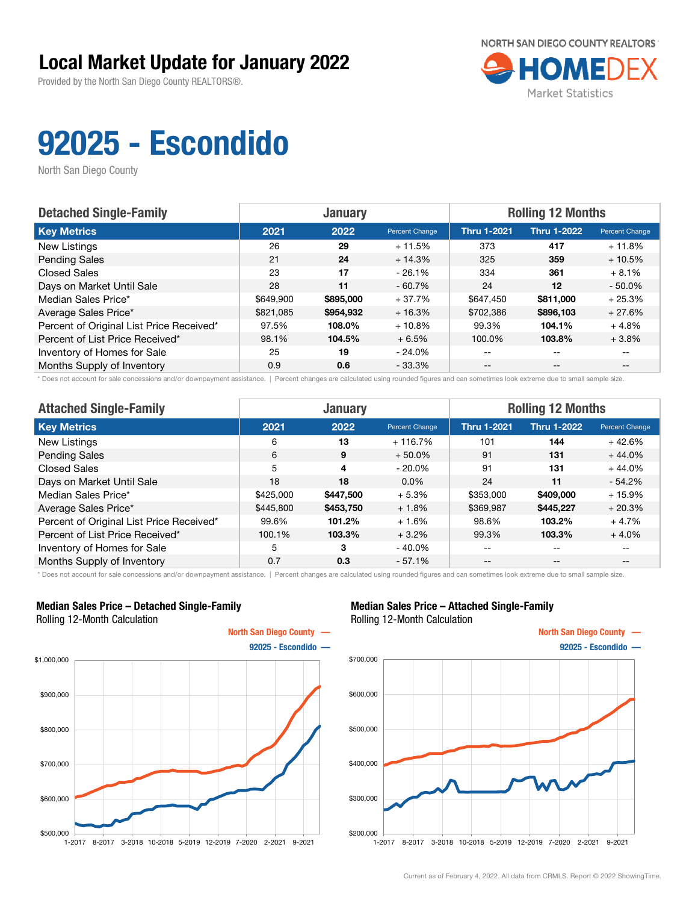# Local Market Update for January 2022

Provided by the North San Diego County REALTORS®.

NORTH SAN DIEGO COUNTY REALTORS HOMEDEX Market Statistics

# 92025 - Escondido

North San Diego County

| Detached Single-Family | January | | | Rolling 12 Months | | |
|---|---|---|---|---|---|---|
| Key Metrics | 2021 | 2022 | Percent Change | Thru 1-2021 | Thru 1-2022 | Percent Change |
| New Listings | 26 | **29** | + 11.5% | 373 | **417** | + 11.8% |
| Pending Sales | 21 | **24** | + 14.3% | 325 | **359** | + 10.5% |
| Closed Sales | 23 | **17** | - 26.1% | 334 | **361** | + 8.1% |
| Days on Market Until Sale | 28 | **11** | - 60.7% | 24 | **12** | - 50.0% |
| Median Sales Price* | $649,900 | **$895,000** | + 37.7% | $647,450 | **$811,000** | + 25.3% |
| Average Sales Price* | $821,085 | **$954,932** | + 16.3% | $702,386 | **$896,103** | + 27.6% |
| Percent of Original List Price Received* | 97.5% | **108.0%** | + 10.8% | 99.3% | **104.1%** | + 4.8% |
| Percent of List Price Received* | 98.1% | **104.5%** | + 6.5% | 100.0% | **103.8%** | + 3.8% |
| Inventory of Homes for Sale | 25 | **19** | - 24.0% | -- | -- | -- |
| Months Supply of Inventory | 0.9 | **0.6** | - 33.3% | -- | -- | -- |

\* Does not account for sale concessions and/or downpayment assistance. | Percent changes are calculated using rounded figures and can sometimes look extreme due to small sample size.

| Attached Single-Family | January | | | Rolling 12 Months | | |
|---|---|---|---|---|---|---|
| Key Metrics | 2021 | 2022 | Percent Change | Thru 1-2021 | Thru 1-2022 | Percent Change |
| New Listings | 6 | **13** | + 116.7% | 101 | **144** | + 42.6% |
| Pending Sales | 6 | **9** | + 50.0% | 91 | **131** | + 44.0% |
| Closed Sales | 5 | **4** | - 20.0% | 91 | **131** | + 44.0% |
| Days on Market Until Sale | 18 | **18** | 0.0% | 24 | **11** | - 54.2% |
| Median Sales Price* | $425,000 | **$447,500** | + 5.3% | $353,000 | **$409,000** | + 15.9% |
| Average Sales Price* | $445,800 | **$453,750** | + 1.8% | $369,987 | **$445,227** | + 20.3% |
| Percent of Original List Price Received* | 99.6% | **101.2%** | + 1.6% | 98.6% | **103.2%** | + 4.7% |
| Percent of List Price Received* | 100.1% | **103.3%** | + 3.2% | 99.3% | **103.3%** | + 4.0% |
| Inventory of Homes for Sale | 5 | **3** | - 40.0% | -- | -- | -- |
| Months Supply of Inventory | 0.7 | **0.3** | - 57.1% | -- | -- | -- |

\* Does not account for sale concessions and/or downpayment assistance. | Percent changes are calculated using rounded figures and can sometimes look extreme due to small sample size.

**Median Sales Price – Detached Single-Family**
Rolling 12-Month Calculation

North San Diego County —
92025 - Escondido —

**Median Sales Price – Attached Single-Family**
Rolling 12-Month Calculation

North San Diego County —
92025 - Escondido —

Current as of February 4, 2022. All data from CRMLS. Report © 2022 ShowingTime.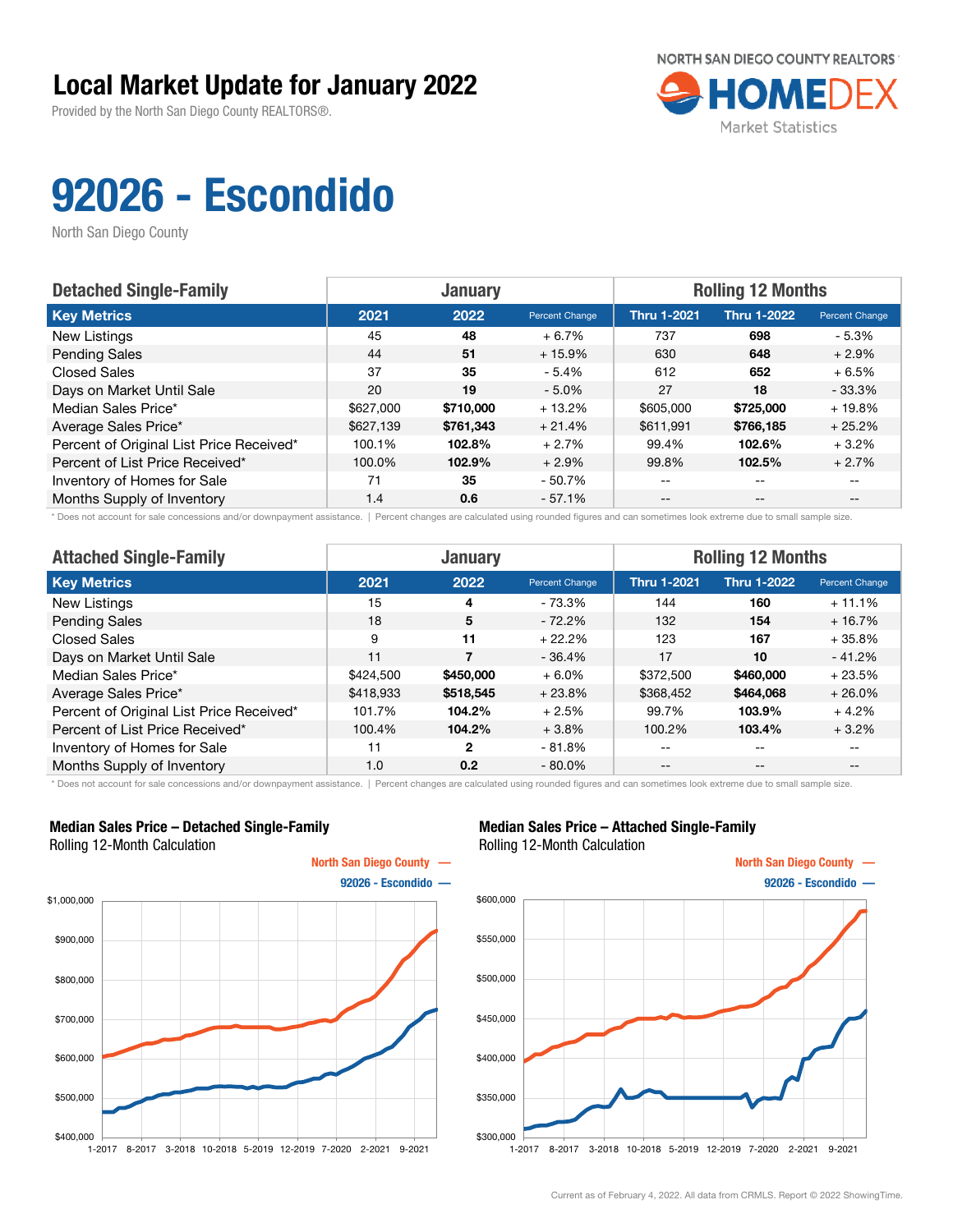# Local Market Update for January 2022

Provided by the North San Diego County REALTORS®.

NORTH SAN DIEGO COUNTY REALTORS HOMEDEX Market Statistics

# 92026 - Escondido

North San Diego County

| Detached Single-Family | January | | | Rolling 12 Months | | |
|---|---|---|---|---|---|---|
| **Key Metrics** | **2021** | **2022** | **Percent Change** | **Thru 1-2021** | **Thru 1-2022** | **Percent Change** |
| New Listings | 45 | **48** | + 6.7% | 737 | **698** | - 5.3% |
| Pending Sales | 44 | **51** | + 15.9% | 630 | **648** | + 2.9% |
| Closed Sales | 37 | **35** | - 5.4% | 612 | **652** | + 6.5% |
| Days on Market Until Sale | 20 | **19** | - 5.0% | 27 | **18** | - 33.3% |
| Median Sales Price* | $627,000 | **$710,000** | + 13.2% | $605,000 | **$725,000** | + 19.8% |
| Average Sales Price* | $627,139 | **$761,343** | + 21.4% | $611,991 | **$766,185** | + 25.2% |
| Percent of Original List Price Received* | 100.1% | **102.8%** | + 2.7% | 99.4% | **102.6%** | + 3.2% |
| Percent of List Price Received* | 100.0% | **102.9%** | + 2.9% | 99.8% | **102.5%** | + 2.7% |
| Inventory of Homes for Sale | 71 | **35** | - 50.7% | -- | -- | -- |
| Months Supply of Inventory | 1.4 | **0.6** | - 57.1% | -- | -- | -- |

\* Does not account for sale concessions and/or downpayment assistance. | Percent changes are calculated using rounded figures and can sometimes look extreme due to small sample size.

| Attached Single-Family | January | | | Rolling 12 Months | | |
|---|---|---|---|---|---|---|
| **Key Metrics** | **2021** | **2022** | **Percent Change** | **Thru 1-2021** | **Thru 1-2022** | **Percent Change** |
| New Listings | 15 | **4** | - 73.3% | 144 | **160** | + 11.1% |
| Pending Sales | 18 | **5** | - 72.2% | 132 | **154** | + 16.7% |
| Closed Sales | 9 | **11** | + 22.2% | 123 | **167** | + 35.8% |
| Days on Market Until Sale | 11 | **7** | - 36.4% | 17 | **10** | - 41.2% |
| Median Sales Price* | $424,500 | **$450,000** | + 6.0% | $372,500 | **$460,000** | + 23.5% |
| Average Sales Price* | $418,933 | **$518,545** | + 23.8% | $368,452 | **$464,068** | + 26.0% |
| Percent of Original List Price Received* | 101.7% | **104.2%** | + 2.5% | 99.7% | **103.9%** | + 4.2% |
| Percent of List Price Received* | 100.4% | **104.2%** | + 3.8% | 100.2% | **103.4%** | + 3.2% |
| Inventory of Homes for Sale | 11 | **2** | - 81.8% | -- | -- | -- |
| Months Supply of Inventory | 1.0 | **0.2** | - 80.0% | -- | -- | -- |

\* Does not account for sale concessions and/or downpayment assistance. | Percent changes are calculated using rounded figures and can sometimes look extreme due to small sample size.

**Median Sales Price – Detached Single-Family**
Rolling 12-Month Calculation

North San Diego County —
92026 - Escondido —

**Median Sales Price – Attached Single-Family**
Rolling 12-Month Calculation

North San Diego County —
92026 - Escondido —

Current as of February 4, 2022. All data from CRMLS. Report © 2022 ShowingTime.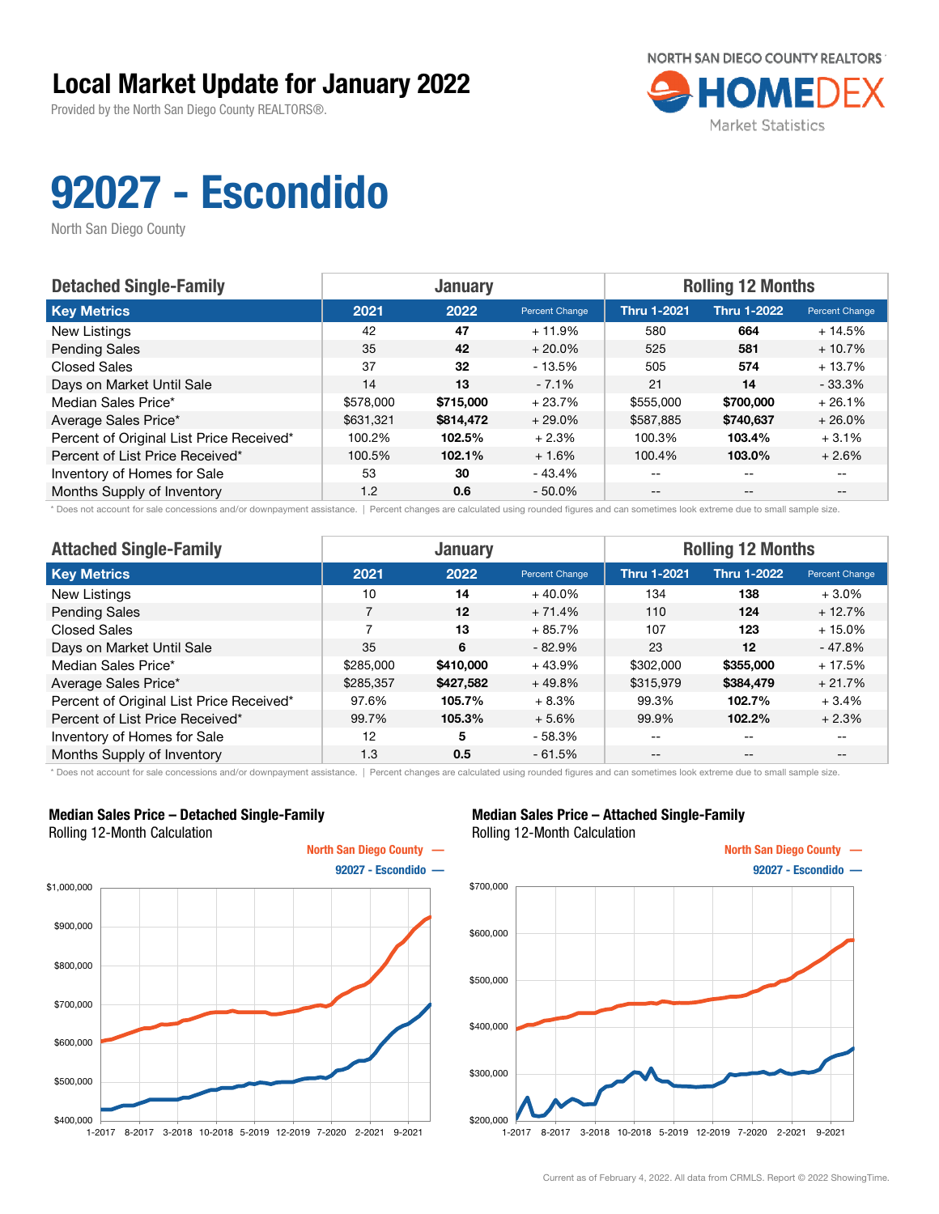# Local Market Update for January 2022

Provided by the North San Diego County REALTORS®.

NORTH SAN DIEGO COUNTY REALTORS® HOMEDEX Market Statistics

# 92027 - Escondido

North San Diego County

| Detached Single-Family | January | | | Rolling 12 Months | | |
|---|---|---|---|---|---|---|
| **Key Metrics** | **2021** | **2022** | **Percent Change** | **Thru 1-2021** | **Thru 1-2022** | **Percent Change** |
| New Listings | 42 | **47** | + 11.9% | 580 | **664** | + 14.5% |
| Pending Sales | 35 | **42** | + 20.0% | 525 | **581** | + 10.7% |
| Closed Sales | 37 | **32** | - 13.5% | 505 | **574** | + 13.7% |
| Days on Market Until Sale | 14 | **13** | - 7.1% | 21 | **14** | - 33.3% |
| Median Sales Price* | $578,000 | **$715,000** | + 23.7% | $555,000 | **$700,000** | + 26.1% |
| Average Sales Price* | $631,321 | **$814,472** | + 29.0% | $587,885 | **$740,637** | + 26.0% |
| Percent of Original List Price Received* | 100.2% | **102.5%** | + 2.3% | 100.3% | **103.4%** | + 3.1% |
| Percent of List Price Received* | 100.5% | **102.1%** | + 1.6% | 100.4% | **103.0%** | + 2.6% |
| Inventory of Homes for Sale | 53 | **30** | - 43.4% | -- | -- | -- |
| Months Supply of Inventory | 1.2 | **0.6** | - 50.0% | -- | -- | -- |

\* Does not account for sale concessions and/or downpayment assistance. | Percent changes are calculated using rounded figures and can sometimes look extreme due to small sample size.

| Attached Single-Family | January | | | Rolling 12 Months | | |
|---|---|---|---|---|---|---|
| **Key Metrics** | **2021** | **2022** | **Percent Change** | **Thru 1-2021** | **Thru 1-2022** | **Percent Change** |
| New Listings | 10 | **14** | + 40.0% | 134 | **138** | + 3.0% |
| Pending Sales | 7 | **12** | + 71.4% | 110 | **124** | + 12.7% |
| Closed Sales | 7 | **13** | + 85.7% | 107 | **123** | + 15.0% |
| Days on Market Until Sale | 35 | **6** | - 82.9% | 23 | **12** | - 47.8% |
| Median Sales Price* | $285,000 | **$410,000** | + 43.9% | $302,000 | **$355,000** | + 17.5% |
| Average Sales Price* | $285,357 | **$427,582** | + 49.8% | $315,979 | **$384,479** | + 21.7% |
| Percent of Original List Price Received* | 97.6% | **105.7%** | + 8.3% | 99.3% | **102.7%** | + 3.4% |
| Percent of List Price Received* | 99.7% | **105.3%** | + 5.6% | 99.9% | **102.2%** | + 2.3% |
| Inventory of Homes for Sale | 12 | **5** | - 58.3% | -- | -- | -- |
| Months Supply of Inventory | 1.3 | **0.5** | - 61.5% | -- | -- | -- |

\* Does not account for sale concessions and/or downpayment assistance. | Percent changes are calculated using rounded figures and can sometimes look extreme due to small sample size.

**Median Sales Price – Detached Single-Family**
Rolling 12-Month Calculation

North San Diego County — 92027 - Escondido —

**Median Sales Price – Attached Single-Family**
Rolling 12-Month Calculation

North San Diego County — 92027 - Escondido —

Current as of February 4, 2022. All data from CRMLS. Report © 2022 ShowingTime.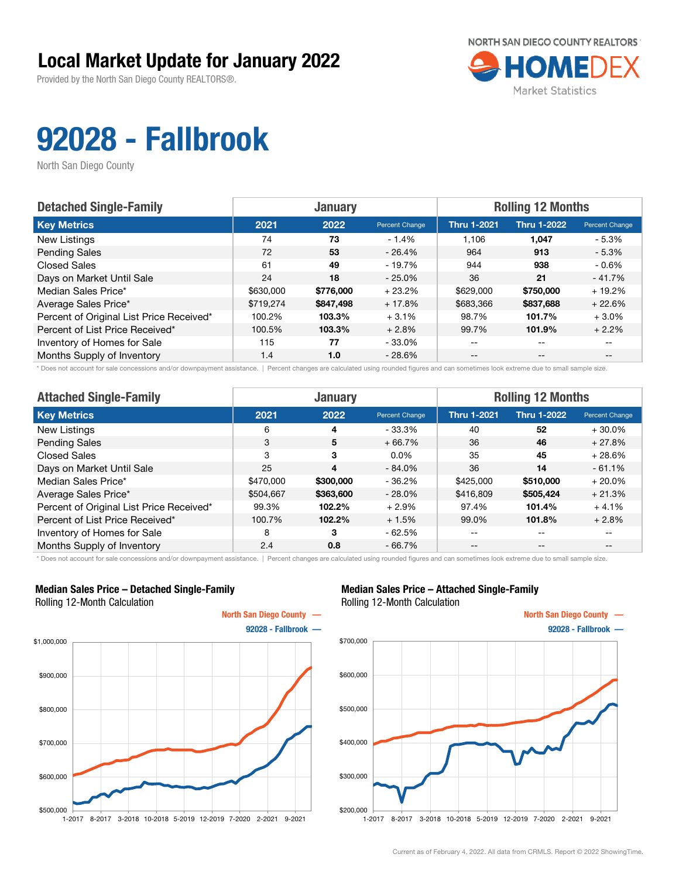# Local Market Update for January 2022

Provided by the North San Diego County REALTORS®.

NORTH SAN DIEGO COUNTY REALTORS HOMEDEX Market Statistics

# 92028 - Fallbrook

North San Diego County

| Detached Single-Family | January | | | Rolling 12 Months | | |
|---|---|---|---|---|---|---|
| **Key Metrics** | **2021** | **2022** | **Percent Change** | **Thru 1-2021** | **Thru 1-2022** | **Percent Change** |
| New Listings | 74 | **73** | - 1.4% | 1,106 | **1,047** | - 5.3% |
| Pending Sales | 72 | **53** | - 26.4% | 964 | **913** | - 5.3% |
| Closed Sales | 61 | **49** | - 19.7% | 944 | **938** | - 0.6% |
| Days on Market Until Sale | 24 | **18** | - 25.0% | 36 | **21** | - 41.7% |
| Median Sales Price* | $630,000 | **$776,000** | + 23.2% | $629,000 | **$750,000** | + 19.2% |
| Average Sales Price* | $719,274 | **$847,498** | + 17.8% | $683,366 | **$837,688** | + 22.6% |
| Percent of Original List Price Received* | 100.2% | **103.3%** | + 3.1% | 98.7% | **101.7%** | + 3.0% |
| Percent of List Price Received* | 100.5% | **103.3%** | + 2.8% | 99.7% | **101.9%** | + 2.2% |
| Inventory of Homes for Sale | 115 | **77** | - 33.0% | -- | -- | -- |
| Months Supply of Inventory | 1.4 | **1.0** | - 28.6% | -- | -- | -- |

\* Does not account for sale concessions and/or downpayment assistance. | Percent changes are calculated using rounded figures and can sometimes look extreme due to small sample size.

| Attached Single-Family | January | | | Rolling 12 Months | | |
|---|---|---|---|---|---|---|
| **Key Metrics** | **2021** | **2022** | **Percent Change** | **Thru 1-2021** | **Thru 1-2022** | **Percent Change** |
| New Listings | 6 | **4** | - 33.3% | 40 | **52** | + 30.0% |
| Pending Sales | 3 | **5** | + 66.7% | 36 | **46** | + 27.8% |
| Closed Sales | 3 | **3** | 0.0% | 35 | **45** | + 28.6% |
| Days on Market Until Sale | 25 | **4** | - 84.0% | 36 | **14** | - 61.1% |
| Median Sales Price* | $470,000 | **$300,000** | - 36.2% | $425,000 | **$510,000** | + 20.0% |
| Average Sales Price* | $504,667 | **$363,600** | - 28.0% | $416,809 | **$505,424** | + 21.3% |
| Percent of Original List Price Received* | 99.3% | **102.2%** | + 2.9% | 97.4% | **101.4%** | + 4.1% |
| Percent of List Price Received* | 100.7% | **102.2%** | + 1.5% | 99.0% | **101.8%** | + 2.8% |
| Inventory of Homes for Sale | 8 | **3** | - 62.5% | -- | -- | -- |
| Months Supply of Inventory | 2.4 | **0.8** | - 66.7% | -- | -- | -- |

\* Does not account for sale concessions and/or downpayment assistance. | Percent changes are calculated using rounded figures and can sometimes look extreme due to small sample size.

**Median Sales Price – Detached Single-Family**
Rolling 12-Month Calculation

North San Diego County — 92028 - Fallbrook —

**Median Sales Price – Attached Single-Family**
Rolling 12-Month Calculation

North San Diego County — 92028 - Fallbrook —

Current as of February 4, 2022. All data from CRMLS. Report © 2022 ShowingTime.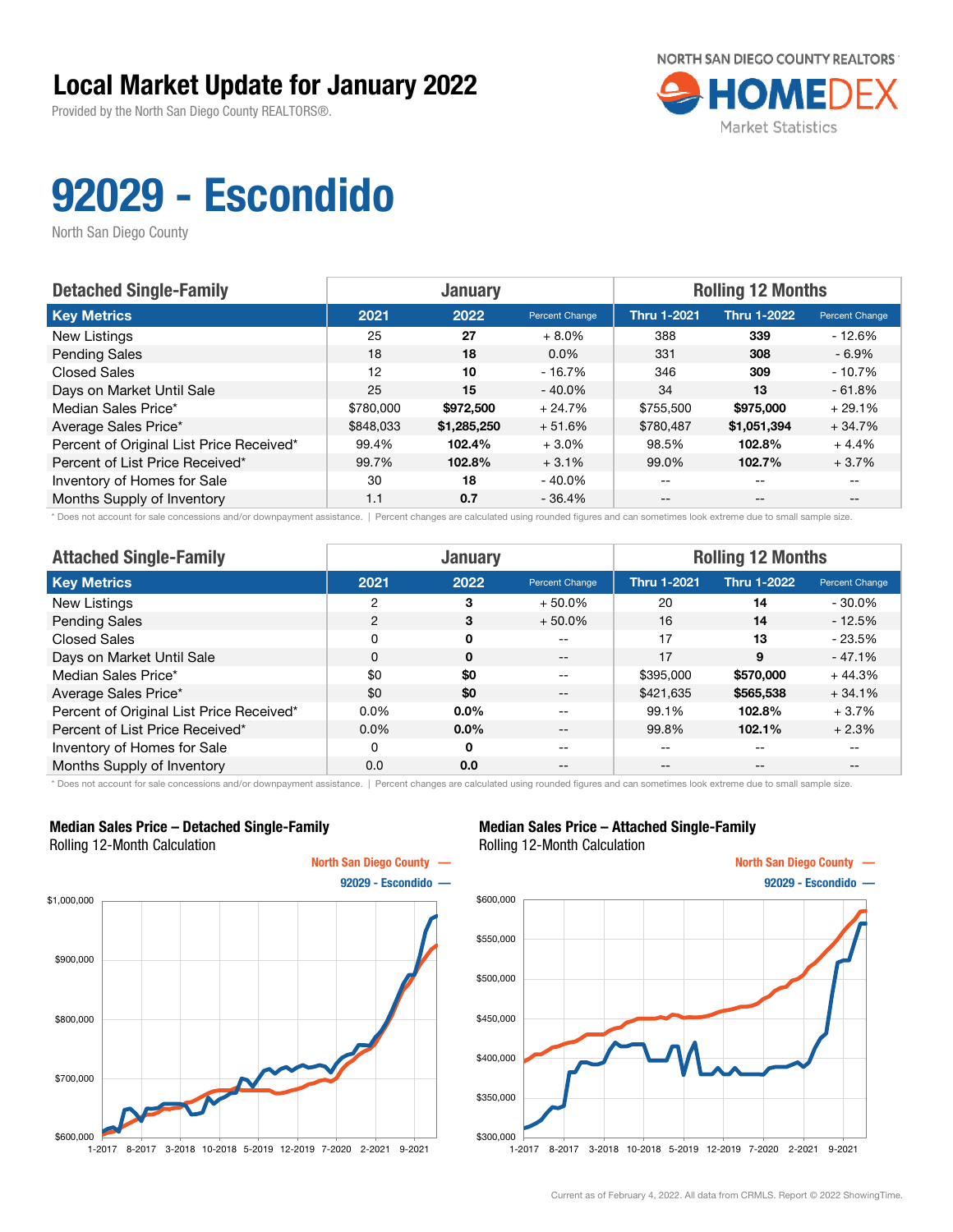# Local Market Update for January 2022

Provided by the North San Diego County REALTORS®.

NORTH SAN DIEGO COUNTY REALTORS HOMEDEX Market Statistics

# 92029 - Escondido

North San Diego County

| Detached Single-Family | January | | | Rolling 12 Months | | |
|---|---|---|---|---|---|---|
| **Key Metrics** | **2021** | **2022** | **Percent Change** | **Thru 1-2021** | **Thru 1-2022** | **Percent Change** |
| New Listings | 25 | **27** | + 8.0% | 388 | **339** | - 12.6% |
| Pending Sales | 18 | **18** | 0.0% | 331 | **308** | - 6.9% |
| Closed Sales | 12 | **10** | - 16.7% | 346 | **309** | - 10.7% |
| Days on Market Until Sale | 25 | **15** | - 40.0% | 34 | **13** | - 61.8% |
| Median Sales Price* | $780,000 | **$972,500** | + 24.7% | $755,500 | **$975,000** | + 29.1% |
| Average Sales Price* | $848,033 | **$1,285,250** | + 51.6% | $780,487 | **$1,051,394** | + 34.7% |
| Percent of Original List Price Received* | 99.4% | **102.4%** | + 3.0% | 98.5% | **102.8%** | + 4.4% |
| Percent of List Price Received* | 99.7% | **102.8%** | + 3.1% | 99.0% | **102.7%** | + 3.7% |
| Inventory of Homes for Sale | 30 | **18** | - 40.0% | -- | -- | -- |
| Months Supply of Inventory | 1.1 | **0.7** | - 36.4% | -- | -- | -- |

\* Does not account for sale concessions and/or downpayment assistance. | Percent changes are calculated using rounded figures and can sometimes look extreme due to small sample size.

| Attached Single-Family | January | | | Rolling 12 Months | | |
|---|---|---|---|---|---|---|
| **Key Metrics** | **2021** | **2022** | **Percent Change** | **Thru 1-2021** | **Thru 1-2022** | **Percent Change** |
| New Listings | 2 | **3** | + 50.0% | 20 | **14** | - 30.0% |
| Pending Sales | 2 | **3** | + 50.0% | 16 | **14** | - 12.5% |
| Closed Sales | 0 | **0** | -- | 17 | **13** | - 23.5% |
| Days on Market Until Sale | 0 | **0** | -- | 17 | **9** | - 47.1% |
| Median Sales Price* | $0 | **$0** | -- | $395,000 | **$570,000** | + 44.3% |
| Average Sales Price* | $0 | **$0** | -- | $421,635 | **$565,538** | + 34.1% |
| Percent of Original List Price Received* | 0.0% | **0.0%** | -- | 99.1% | **102.8%** | + 3.7% |
| Percent of List Price Received* | 0.0% | **0.0%** | -- | 99.8% | **102.1%** | + 2.3% |
| Inventory of Homes for Sale | 0 | **0** | -- | -- | -- | -- |
| Months Supply of Inventory | 0.0 | **0.0** | -- | -- | -- | -- |

\* Does not account for sale concessions and/or downpayment assistance. | Percent changes are calculated using rounded figures and can sometimes look extreme due to small sample size.

**Median Sales Price – Detached Single-Family**
Rolling 12-Month Calculation

North San Diego County —
92029 - Escondido —

**Median Sales Price – Attached Single-Family**
Rolling 12-Month Calculation

North San Diego County —
92029 - Escondido —

Current as of February 4, 2022. All data from CRMLS. Report © 2022 ShowingTime.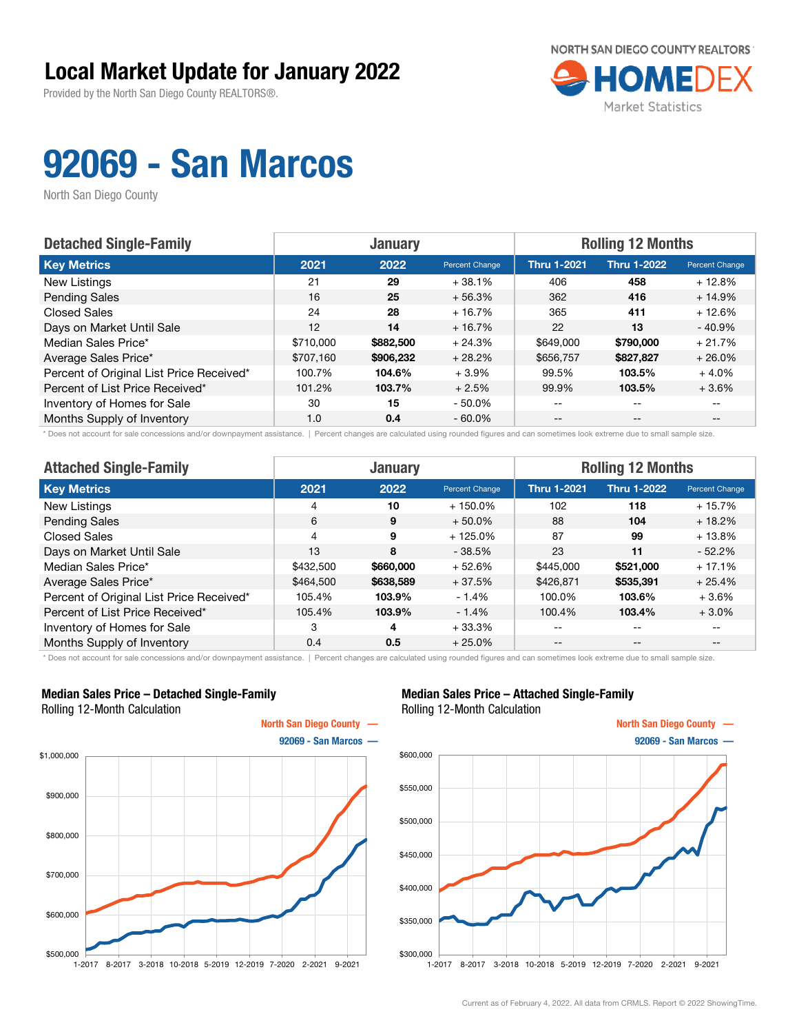# Local Market Update for January 2022

Provided by the North San Diego County REALTORS®.

NORTH SAN DIEGO COUNTY REALTORS® HOMEDEX Market Statistics

# 92069 - San Marcos

North San Diego County

| Detached Single-Family | January | | | Rolling 12 Months | | |
|---|---|---|---|---|---|---|
| **Key Metrics** | **2021** | **2022** | **Percent Change** | **Thru 1-2021** | **Thru 1-2022** | **Percent Change** |
| New Listings | 21 | **29** | + 38.1% | 406 | **458** | + 12.8% |
| Pending Sales | 16 | **25** | + 56.3% | 362 | **416** | + 14.9% |
| Closed Sales | 24 | **28** | + 16.7% | 365 | **411** | + 12.6% |
| Days on Market Until Sale | 12 | **14** | + 16.7% | 22 | **13** | - 40.9% |
| Median Sales Price* | $710,000 | **$882,500** | + 24.3% | $649,000 | **$790,000** | + 21.7% |
| Average Sales Price* | $707,160 | **$906,232** | + 28.2% | $656,757 | **$827,827** | + 26.0% |
| Percent of Original List Price Received* | 100.7% | **104.6%** | + 3.9% | 99.5% | **103.5%** | + 4.0% |
| Percent of List Price Received* | 101.2% | **103.7%** | + 2.5% | 99.9% | **103.5%** | + 3.6% |
| Inventory of Homes for Sale | 30 | **15** | - 50.0% | -- | -- | -- |
| Months Supply of Inventory | 1.0 | **0.4** | - 60.0% | -- | -- | -- |

* Does not account for sale concessions and/or downpayment assistance. | Percent changes are calculated using rounded figures and can sometimes look extreme due to small sample size.

| Attached Single-Family | January | | | Rolling 12 Months | | |
|---|---|---|---|---|---|---|
| **Key Metrics** | **2021** | **2022** | **Percent Change** | **Thru 1-2021** | **Thru 1-2022** | **Percent Change** |
| New Listings | 4 | **10** | + 150.0% | 102 | **118** | + 15.7% |
| Pending Sales | 6 | **9** | + 50.0% | 88 | **104** | + 18.2% |
| Closed Sales | 4 | **9** | + 125.0% | 87 | **99** | + 13.8% |
| Days on Market Until Sale | 13 | **8** | - 38.5% | 23 | **11** | - 52.2% |
| Median Sales Price* | $432,500 | **$660,000** | + 52.6% | $445,000 | **$521,000** | + 17.1% |
| Average Sales Price* | $464,500 | **$638,589** | + 37.5% | $426,871 | **$535,391** | + 25.4% |
| Percent of Original List Price Received* | 105.4% | **103.9%** | - 1.4% | 100.0% | **103.6%** | + 3.6% |
| Percent of List Price Received* | 105.4% | **103.9%** | - 1.4% | 100.4% | **103.4%** | + 3.0% |
| Inventory of Homes for Sale | 3 | **4** | + 33.3% | -- | -- | -- |
| Months Supply of Inventory | 0.4 | **0.5** | + 25.0% | -- | -- | -- |

* Does not account for sale concessions and/or downpayment assistance. | Percent changes are calculated using rounded figures and can sometimes look extreme due to small sample size.

**Median Sales Price – Detached Single-Family**
Rolling 12-Month Calculation

North San Diego County —
92069 - San Marcos —

$1,000,000 / $900,000 / $800,000 / $700,000 / $600,000 / $500,000

1-2017 8-2017 3-2018 10-2018 5-2019 12-2019 7-2020 2-2021 9-2021

**Median Sales Price – Attached Single-Family**
Rolling 12-Month Calculation

North San Diego County —
92069 - San Marcos —

$600,000 / $550,000 / $500,000 / $450,000 / $400,000 / $350,000 / $300,000

1-2017 8-2017 3-2018 10-2018 5-2019 12-2019 7-2020 2-2021 9-2021

Current as of February 4, 2022. All data from CRMLS. Report © 2022 ShowingTime.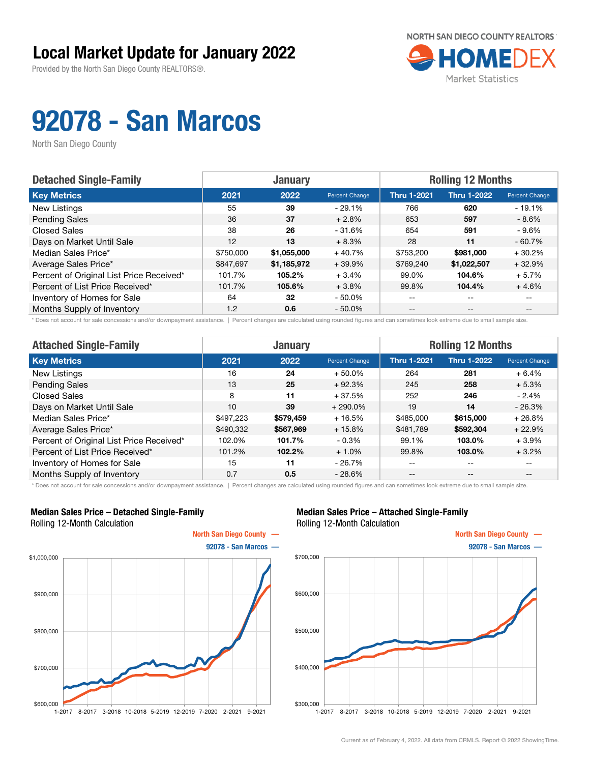# Local Market Update for January 2022

Provided by the North San Diego County REALTORS®.

NORTH SAN DIEGO COUNTY REALTORS® HOMEDEX Market Statistics

# 92078 - San Marcos

North San Diego County

| Detached Single-Family | January | | | Rolling 12 Months | | |
|---|---|---|---|---|---|---|
| Key Metrics | 2021 | 2022 | Percent Change | Thru 1-2021 | Thru 1-2022 | Percent Change |
| New Listings | 55 | **39** | - 29.1% | 766 | **620** | - 19.1% |
| Pending Sales | 36 | **37** | + 2.8% | 653 | **597** | - 8.6% |
| Closed Sales | 38 | **26** | - 31.6% | 654 | **591** | - 9.6% |
| Days on Market Until Sale | 12 | **13** | + 8.3% | 28 | **11** | - 60.7% |
| Median Sales Price* | $750,000 | **$1,055,000** | + 40.7% | $753,200 | **$981,000** | + 30.2% |
| Average Sales Price* | $847,697 | **$1,185,972** | + 39.9% | $769,240 | **$1,022,507** | + 32.9% |
| Percent of Original List Price Received* | 101.7% | **105.2%** | + 3.4% | 99.0% | **104.6%** | + 5.7% |
| Percent of List Price Received* | 101.7% | **105.6%** | + 3.8% | 99.8% | **104.4%** | + 4.6% |
| Inventory of Homes for Sale | 64 | **32** | - 50.0% | -- | -- | -- |
| Months Supply of Inventory | 1.2 | **0.6** | - 50.0% | -- | -- | -- |

\* Does not account for sale concessions and/or downpayment assistance. | Percent changes are calculated using rounded figures and can sometimes look extreme due to small sample size.

| Attached Single-Family | January | | | Rolling 12 Months | | |
|---|---|---|---|---|---|---|
| Key Metrics | 2021 | 2022 | Percent Change | Thru 1-2021 | Thru 1-2022 | Percent Change |
| New Listings | 16 | **24** | + 50.0% | 264 | **281** | + 6.4% |
| Pending Sales | 13 | **25** | + 92.3% | 245 | **258** | + 5.3% |
| Closed Sales | 8 | **11** | + 37.5% | 252 | **246** | - 2.4% |
| Days on Market Until Sale | 10 | **39** | + 290.0% | 19 | **14** | - 26.3% |
| Median Sales Price* | $497,223 | **$579,459** | + 16.5% | $485,000 | **$615,000** | + 26.8% |
| Average Sales Price* | $490,332 | **$567,969** | + 15.8% | $481,789 | **$592,304** | + 22.9% |
| Percent of Original List Price Received* | 102.0% | **101.7%** | - 0.3% | 99.1% | **103.0%** | + 3.9% |
| Percent of List Price Received* | 101.2% | **102.2%** | + 1.0% | 99.8% | **103.0%** | + 3.2% |
| Inventory of Homes for Sale | 15 | **11** | - 26.7% | -- | -- | -- |
| Months Supply of Inventory | 0.7 | **0.5** | - 28.6% | -- | -- | -- |

\* Does not account for sale concessions and/or downpayment assistance. | Percent changes are calculated using rounded figures and can sometimes look extreme due to small sample size.

## Median Sales Price – Detached Single-Family
Rolling 12-Month Calculation

North San Diego County — 92078 - San Marcos —

## Median Sales Price – Attached Single-Family
Rolling 12-Month Calculation

North San Diego County — 92078 - San Marcos —

Current as of February 4, 2022. All data from CRMLS. Report © 2022 ShowingTime.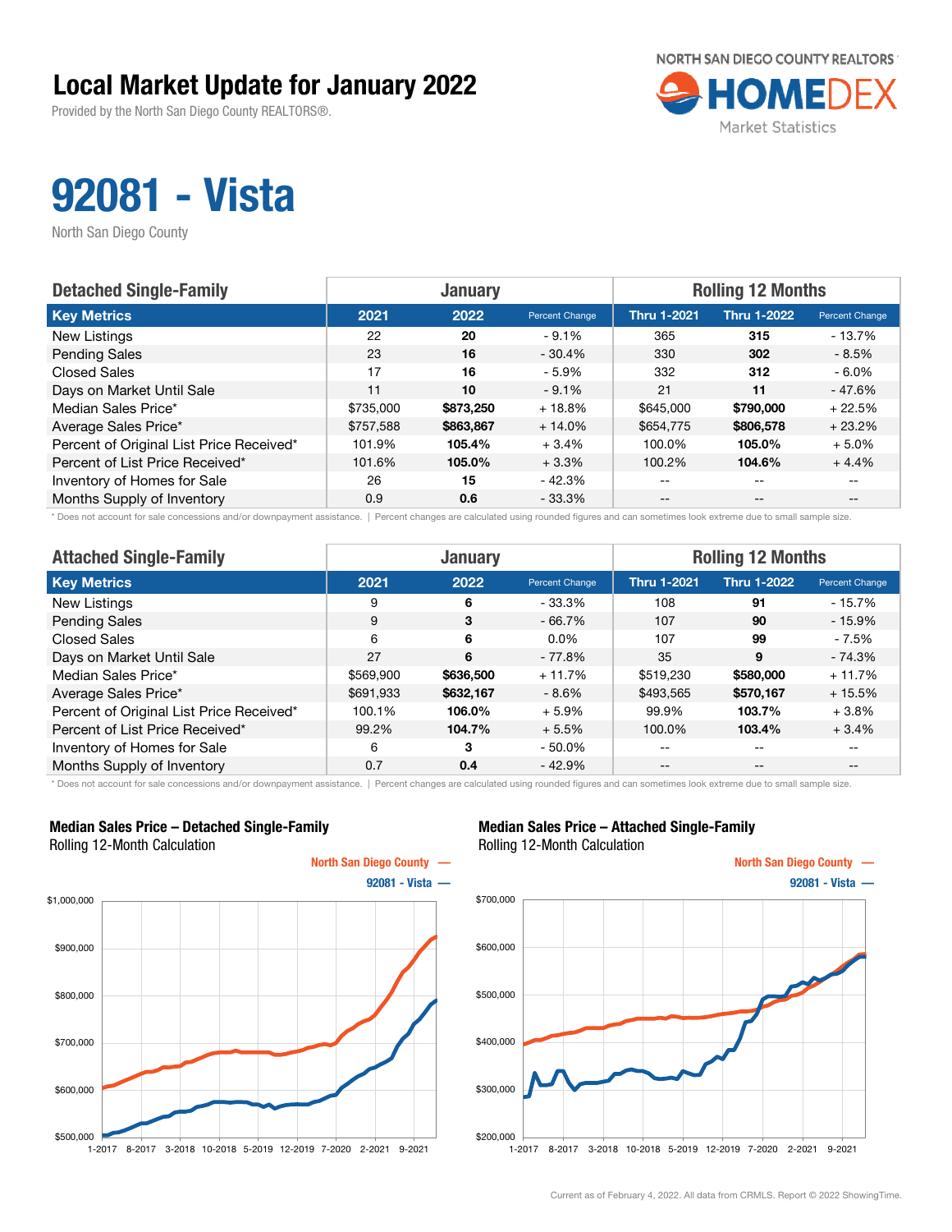# Local Market Update for January 2022

Provided by the North San Diego County REALTORS®.

NORTH SAN DIEGO COUNTY REALTORS HOMEDEX Market Statistics

# 92081 - Vista

North San Diego County

| Detached Single-Family | January | | | Rolling 12 Months | | |
|---|---|---|---|---|---|---|
| **Key Metrics** | **2021** | **2022** | **Percent Change** | **Thru 1-2021** | **Thru 1-2022** | **Percent Change** |
| New Listings | 22 | **20** | - 9.1% | 365 | **315** | - 13.7% |
| Pending Sales | 23 | **16** | - 30.4% | 330 | **302** | - 8.5% |
| Closed Sales | 17 | **16** | - 5.9% | 332 | **312** | - 6.0% |
| Days on Market Until Sale | 11 | **10** | - 9.1% | 21 | **11** | - 47.6% |
| Median Sales Price* | $735,000 | **$873,250** | + 18.8% | $645,000 | **$790,000** | + 22.5% |
| Average Sales Price* | $757,588 | **$863,867** | + 14.0% | $654,775 | **$806,578** | + 23.2% |
| Percent of Original List Price Received* | 101.9% | **105.4%** | + 3.4% | 100.0% | **105.0%** | + 5.0% |
| Percent of List Price Received* | 101.6% | **105.0%** | + 3.3% | 100.2% | **104.6%** | + 4.4% |
| Inventory of Homes for Sale | 26 | **15** | - 42.3% | -- | -- | -- |
| Months Supply of Inventory | 0.9 | **0.6** | - 33.3% | -- | -- | -- |

\* Does not account for sale concessions and/or downpayment assistance. | Percent changes are calculated using rounded figures and can sometimes look extreme due to small sample size.

| Attached Single-Family | January | | | Rolling 12 Months | | |
|---|---|---|---|---|---|---|
| **Key Metrics** | **2021** | **2022** | **Percent Change** | **Thru 1-2021** | **Thru 1-2022** | **Percent Change** |
| New Listings | 9 | **6** | - 33.3% | 108 | **91** | - 15.7% |
| Pending Sales | 9 | **3** | - 66.7% | 107 | **90** | - 15.9% |
| Closed Sales | 6 | **6** | 0.0% | 107 | **99** | - 7.5% |
| Days on Market Until Sale | 27 | **6** | - 77.8% | 35 | **9** | - 74.3% |
| Median Sales Price* | $569,900 | **$636,500** | + 11.7% | $519,230 | **$580,000** | + 11.7% |
| Average Sales Price* | $691,933 | **$632,167** | - 8.6% | $493,565 | **$570,167** | + 15.5% |
| Percent of Original List Price Received* | 100.1% | **106.0%** | + 5.9% | 99.9% | **103.7%** | + 3.8% |
| Percent of List Price Received* | 99.2% | **104.7%** | + 5.5% | 100.0% | **103.4%** | + 3.4% |
| Inventory of Homes for Sale | 6 | **3** | - 50.0% | -- | -- | -- |
| Months Supply of Inventory | 0.7 | **0.4** | - 42.9% | -- | -- | -- |

\* Does not account for sale concessions and/or downpayment assistance. | Percent changes are calculated using rounded figures and can sometimes look extreme due to small sample size.

**Median Sales Price – Detached Single-Family**
Rolling 12-Month Calculation

**Median Sales Price – Attached Single-Family**
Rolling 12-Month Calculation

Current as of February 4, 2022. All data from CRMLS. Report © 2022 ShowingTime.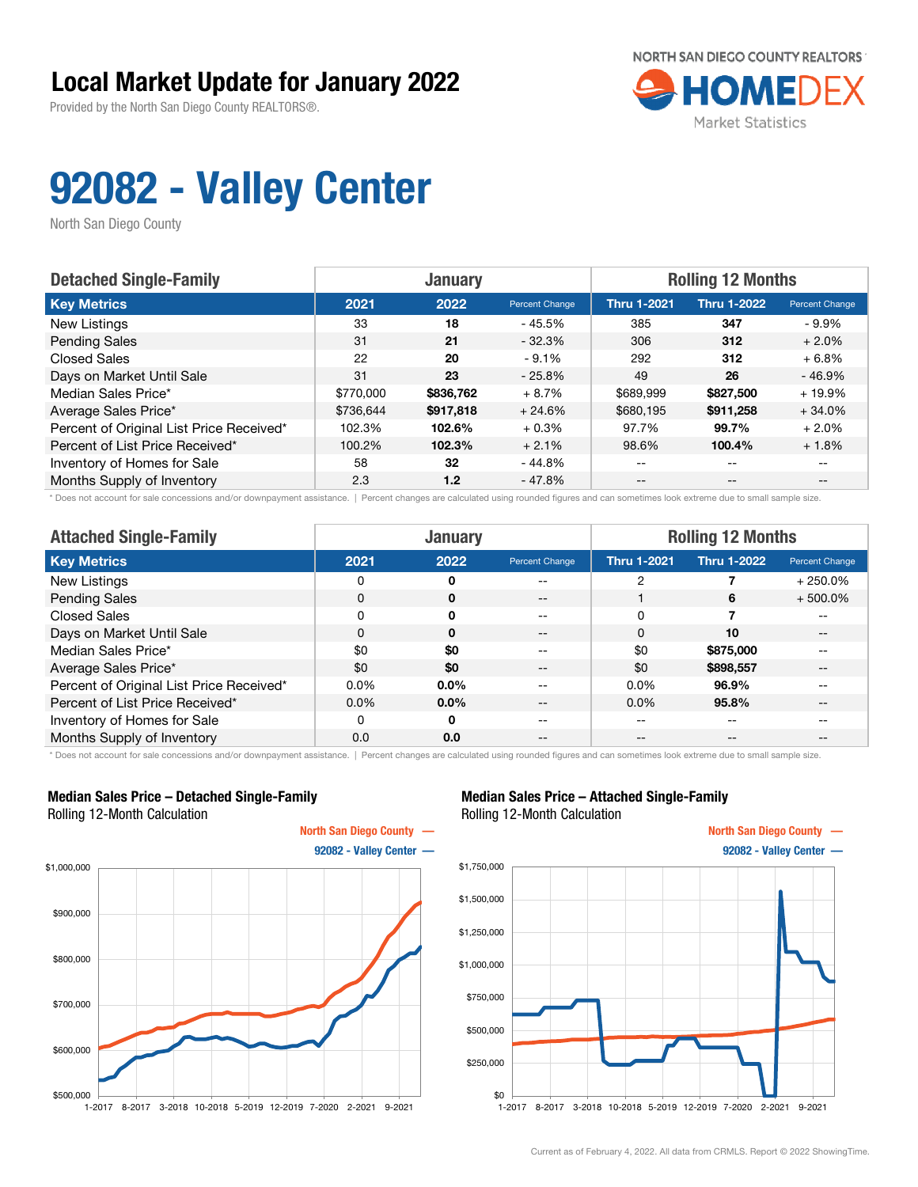# Local Market Update for January 2022

Provided by the North San Diego County REALTORS®.

NORTH SAN DIEGO COUNTY REALTORS HOMEDEX Market Statistics

# 92082 - Valley Center

North San Diego County

| Detached Single-Family | January | | | Rolling 12 Months | | |
|---|---|---|---|---|---|---|
| **Key Metrics** | **2021** | **2022** | **Percent Change** | **Thru 1-2021** | **Thru 1-2022** | **Percent Change** |
| New Listings | 33 | **18** | - 45.5% | 385 | **347** | - 9.9% |
| Pending Sales | 31 | **21** | - 32.3% | 306 | **312** | + 2.0% |
| Closed Sales | 22 | **20** | - 9.1% | 292 | **312** | + 6.8% |
| Days on Market Until Sale | 31 | **23** | - 25.8% | 49 | **26** | - 46.9% |
| Median Sales Price* | $770,000 | **$836,762** | + 8.7% | $689,999 | **$827,500** | + 19.9% |
| Average Sales Price* | $736,644 | **$917,818** | + 24.6% | $680,195 | **$911,258** | + 34.0% |
| Percent of Original List Price Received* | 102.3% | **102.6%** | + 0.3% | 97.7% | **99.7%** | + 2.0% |
| Percent of List Price Received* | 100.2% | **102.3%** | + 2.1% | 98.6% | **100.4%** | + 1.8% |
| Inventory of Homes for Sale | 58 | **32** | - 44.8% | -- | -- | -- |
| Months Supply of Inventory | 2.3 | **1.2** | - 47.8% | -- | -- | -- |

\* Does not account for sale concessions and/or downpayment assistance. | Percent changes are calculated using rounded figures and can sometimes look extreme due to small sample size.

| Attached Single-Family | January | | | Rolling 12 Months | | |
|---|---|---|---|---|---|---|
| **Key Metrics** | **2021** | **2022** | **Percent Change** | **Thru 1-2021** | **Thru 1-2022** | **Percent Change** |
| New Listings | 0 | **0** | -- | 2 | **7** | + 250.0% |
| Pending Sales | 0 | **0** | -- | 1 | **6** | + 500.0% |
| Closed Sales | 0 | **0** | -- | 0 | **7** | -- |
| Days on Market Until Sale | 0 | **0** | -- | 0 | **10** | -- |
| Median Sales Price* | $0 | **$0** | -- | $0 | **$875,000** | -- |
| Average Sales Price* | $0 | **$0** | -- | $0 | **$898,557** | -- |
| Percent of Original List Price Received* | 0.0% | **0.0%** | -- | 0.0% | **96.9%** | -- |
| Percent of List Price Received* | 0.0% | **0.0%** | -- | 0.0% | **95.8%** | -- |
| Inventory of Homes for Sale | 0 | **0** | -- | -- | -- | -- |
| Months Supply of Inventory | 0.0 | **0.0** | -- | -- | -- | -- |

\* Does not account for sale concessions and/or downpayment assistance. | Percent changes are calculated using rounded figures and can sometimes look extreme due to small sample size.

## Median Sales Price – Detached Single-Family

Rolling 12-Month Calculation

North San Diego County — 92082 - Valley Center —

## Median Sales Price – Attached Single-Family

Rolling 12-Month Calculation

North San Diego County — 92082 - Valley Center —

Current as of February 4, 2022. All data from CRMLS. Report © 2022 ShowingTime.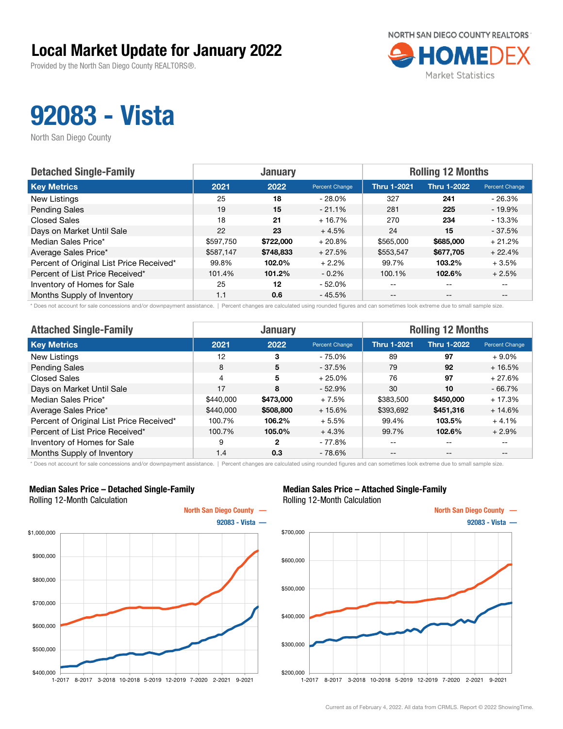# Local Market Update for January 2022

Provided by the North San Diego County REALTORS®.

NORTH SAN DIEGO COUNTY REALTORS HOMEDEX Market Statistics

# 92083 - Vista

North San Diego County

| Detached Single-Family | January | | | Rolling 12 Months | | |
|---|---|---|---|---|---|---|
| **Key Metrics** | **2021** | **2022** | **Percent Change** | **Thru 1-2021** | **Thru 1-2022** | **Percent Change** |
| New Listings | 25 | **18** | - 28.0% | 327 | **241** | - 26.3% |
| Pending Sales | 19 | **15** | - 21.1% | 281 | **225** | - 19.9% |
| Closed Sales | 18 | **21** | + 16.7% | 270 | **234** | - 13.3% |
| Days on Market Until Sale | 22 | **23** | + 4.5% | 24 | **15** | - 37.5% |
| Median Sales Price* | $597,750 | **$722,000** | + 20.8% | $565,000 | **$685,000** | + 21.2% |
| Average Sales Price* | $587,147 | **$748,833** | + 27.5% | $553,547 | **$677,705** | + 22.4% |
| Percent of Original List Price Received* | 99.8% | **102.0%** | + 2.2% | 99.7% | **103.2%** | + 3.5% |
| Percent of List Price Received* | 101.4% | **101.2%** | - 0.2% | 100.1% | **102.6%** | + 2.5% |
| Inventory of Homes for Sale | 25 | **12** | - 52.0% | -- | -- | -- |
| Months Supply of Inventory | 1.1 | **0.6** | - 45.5% | -- | -- | -- |

\* Does not account for sale concessions and/or downpayment assistance. | Percent changes are calculated using rounded figures and can sometimes look extreme due to small sample size.

| Attached Single-Family | January | | | Rolling 12 Months | | |
|---|---|---|---|---|---|---|
| **Key Metrics** | **2021** | **2022** | **Percent Change** | **Thru 1-2021** | **Thru 1-2022** | **Percent Change** |
| New Listings | 12 | **3** | - 75.0% | 89 | **97** | + 9.0% |
| Pending Sales | 8 | **5** | - 37.5% | 79 | **92** | + 16.5% |
| Closed Sales | 4 | **5** | + 25.0% | 76 | **97** | + 27.6% |
| Days on Market Until Sale | 17 | **8** | - 52.9% | 30 | **10** | - 66.7% |
| Median Sales Price* | $440,000 | **$473,000** | + 7.5% | $383,500 | **$450,000** | + 17.3% |
| Average Sales Price* | $440,000 | **$508,800** | + 15.6% | $393,692 | **$451,316** | + 14.6% |
| Percent of Original List Price Received* | 100.7% | **106.2%** | + 5.5% | 99.4% | **103.5%** | + 4.1% |
| Percent of List Price Received* | 100.7% | **105.0%** | + 4.3% | 99.7% | **102.6%** | + 2.9% |
| Inventory of Homes for Sale | 9 | **2** | - 77.8% | -- | -- | -- |
| Months Supply of Inventory | 1.4 | **0.3** | - 78.6% | -- | -- | -- |

\* Does not account for sale concessions and/or downpayment assistance. | Percent changes are calculated using rounded figures and can sometimes look extreme due to small sample size.

### Median Sales Price – Detached Single-Family
Rolling 12-Month Calculation

North San Diego County —
92083 - Vista —

### Median Sales Price – Attached Single-Family
Rolling 12-Month Calculation

North San Diego County —
92083 - Vista —

Current as of February 4, 2022. All data from CRMLS. Report © 2022 ShowingTime.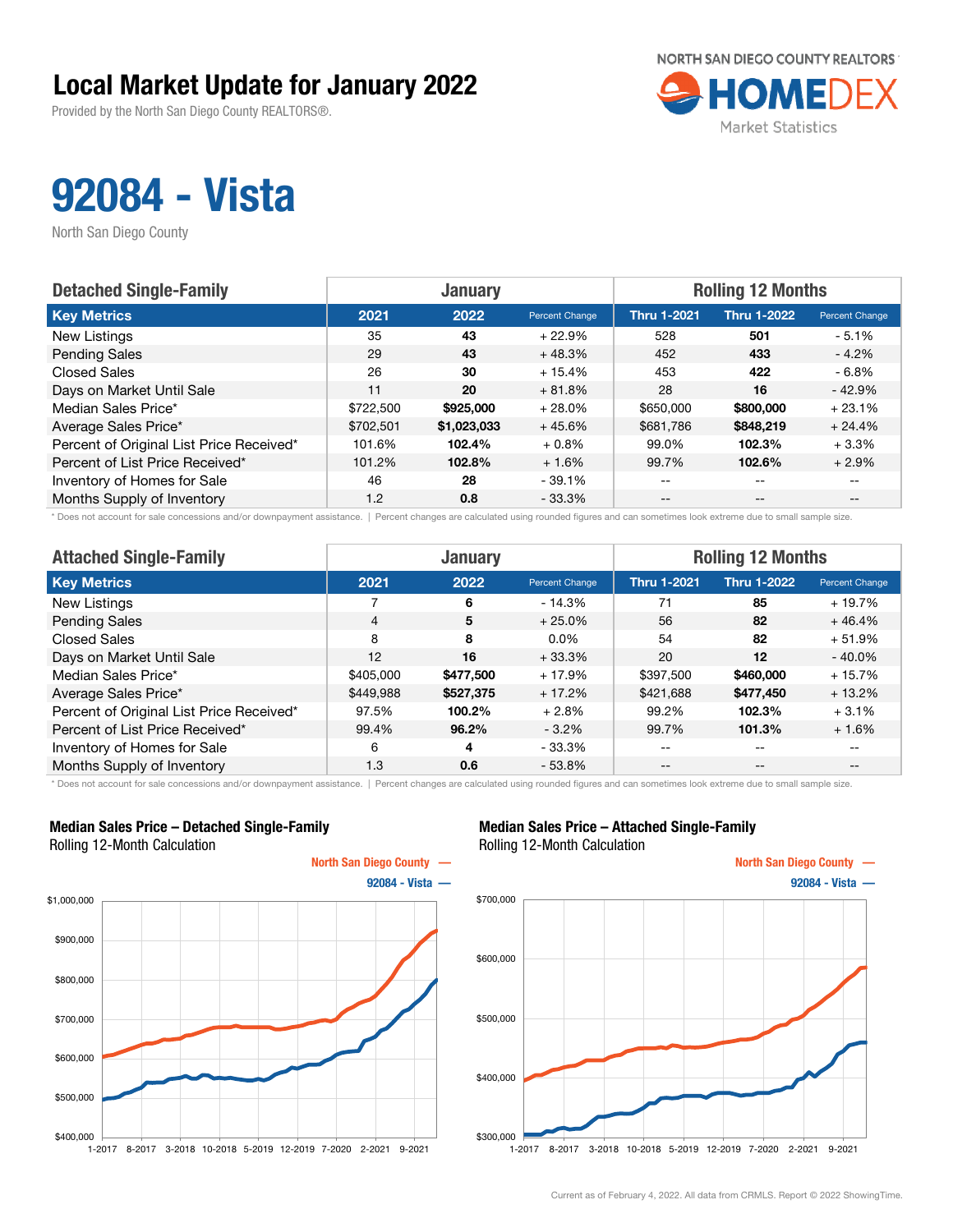# Local Market Update for January 2022

Provided by the North San Diego County REALTORS®.

NORTH SAN DIEGO COUNTY REALTORS HOMEDEX Market Statistics

# 92084 - Vista

North San Diego County

| Detached Single-Family | January | | | Rolling 12 Months | | |
|---|---|---|---|---|---|---|
| Key Metrics | 2021 | 2022 | Percent Change | Thru 1-2021 | Thru 1-2022 | Percent Change |
| New Listings | 35 | **43** | + 22.9% | 528 | **501** | - 5.1% |
| Pending Sales | 29 | **43** | + 48.3% | 452 | **433** | - 4.2% |
| Closed Sales | 26 | **30** | + 15.4% | 453 | **422** | - 6.8% |
| Days on Market Until Sale | 11 | **20** | + 81.8% | 28 | **16** | - 42.9% |
| Median Sales Price* | $722,500 | **$925,000** | + 28.0% | $650,000 | **$800,000** | + 23.1% |
| Average Sales Price* | $702,501 | **$1,023,033** | + 45.6% | $681,786 | **$848,219** | + 24.4% |
| Percent of Original List Price Received* | 101.6% | **102.4%** | + 0.8% | 99.0% | **102.3%** | + 3.3% |
| Percent of List Price Received* | 101.2% | **102.8%** | + 1.6% | 99.7% | **102.6%** | + 2.9% |
| Inventory of Homes for Sale | 46 | **28** | - 39.1% | -- | -- | -- |
| Months Supply of Inventory | 1.2 | **0.8** | - 33.3% | -- | -- | -- |

\* Does not account for sale concessions and/or downpayment assistance. | Percent changes are calculated using rounded figures and can sometimes look extreme due to small sample size.

| Attached Single-Family | January | | | Rolling 12 Months | | |
|---|---|---|---|---|---|---|
| Key Metrics | 2021 | 2022 | Percent Change | Thru 1-2021 | Thru 1-2022 | Percent Change |
| New Listings | 7 | **6** | - 14.3% | 71 | **85** | + 19.7% |
| Pending Sales | 4 | **5** | + 25.0% | 56 | **82** | + 46.4% |
| Closed Sales | 8 | **8** | 0.0% | 54 | **82** | + 51.9% |
| Days on Market Until Sale | 12 | **16** | + 33.3% | 20 | **12** | - 40.0% |
| Median Sales Price* | $405,000 | **$477,500** | + 17.9% | $397,500 | **$460,000** | + 15.7% |
| Average Sales Price* | $449,988 | **$527,375** | + 17.2% | $421,688 | **$477,450** | + 13.2% |
| Percent of Original List Price Received* | 97.5% | **100.2%** | + 2.8% | 99.2% | **102.3%** | + 3.1% |
| Percent of List Price Received* | 99.4% | **96.2%** | - 3.2% | 99.7% | **101.3%** | + 1.6% |
| Inventory of Homes for Sale | 6 | **4** | - 33.3% | -- | -- | -- |
| Months Supply of Inventory | 1.3 | **0.6** | - 53.8% | -- | -- | -- |

\* Does not account for sale concessions and/or downpayment assistance. | Percent changes are calculated using rounded figures and can sometimes look extreme due to small sample size.

### Median Sales Price – Detached Single-Family

Rolling 12-Month Calculation

North San Diego County —
92084 - Vista —

$1,000,000
$900,000
$800,000
$700,000
$600,000
$500,000
$400,000

1-2017 8-2017 3-2018 10-2018 5-2019 12-2019 7-2020 2-2021 9-2021

### Median Sales Price – Attached Single-Family

Rolling 12-Month Calculation

North San Diego County —
92084 - Vista —

$700,000
$600,000
$500,000
$400,000
$300,000

1-2017 8-2017 3-2018 10-2018 5-2019 12-2019 7-2020 2-2021 9-2021

Current as of February 4, 2022. All data from CRMLS. Report © 2022 ShowingTime.